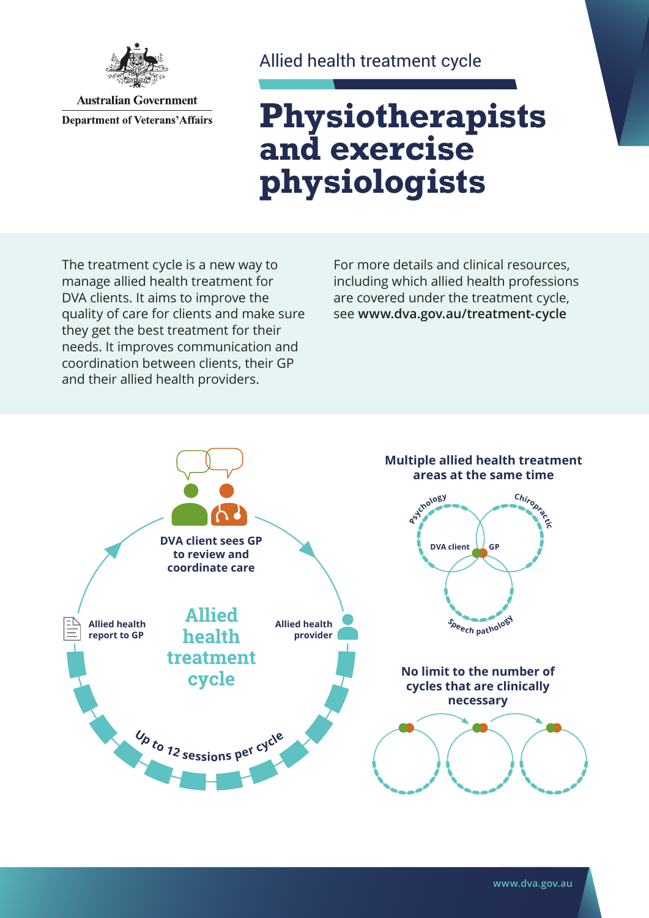Australian Government
Department of Veterans' Affairs

Allied health treatment cycle

# Physiotherapists and exercise physiologists

The treatment cycle is a new way to manage allied health treatment for DVA clients. It aims to improve the quality of care for clients and make sure they get the best treatment for their needs. It improves communication and coordination between clients, their GP and their allied health providers.

For more details and clinical resources, including which allied health professions are covered under the treatment cycle, see **www.dva.gov.au/treatment-cycle**

## Allied health treatment cycle

**DVA client sees GP to review and coordinate care**

**Allied health provider**

**Allied health report to GP**

**Up to 12 sessions per cycle**

## Multiple allied health treatment areas at the same time

Psychology

Chiropractic

Speech pathology

DVA client

GP

## No limit to the number of cycles that are clinically necessary

www.dva.gov.au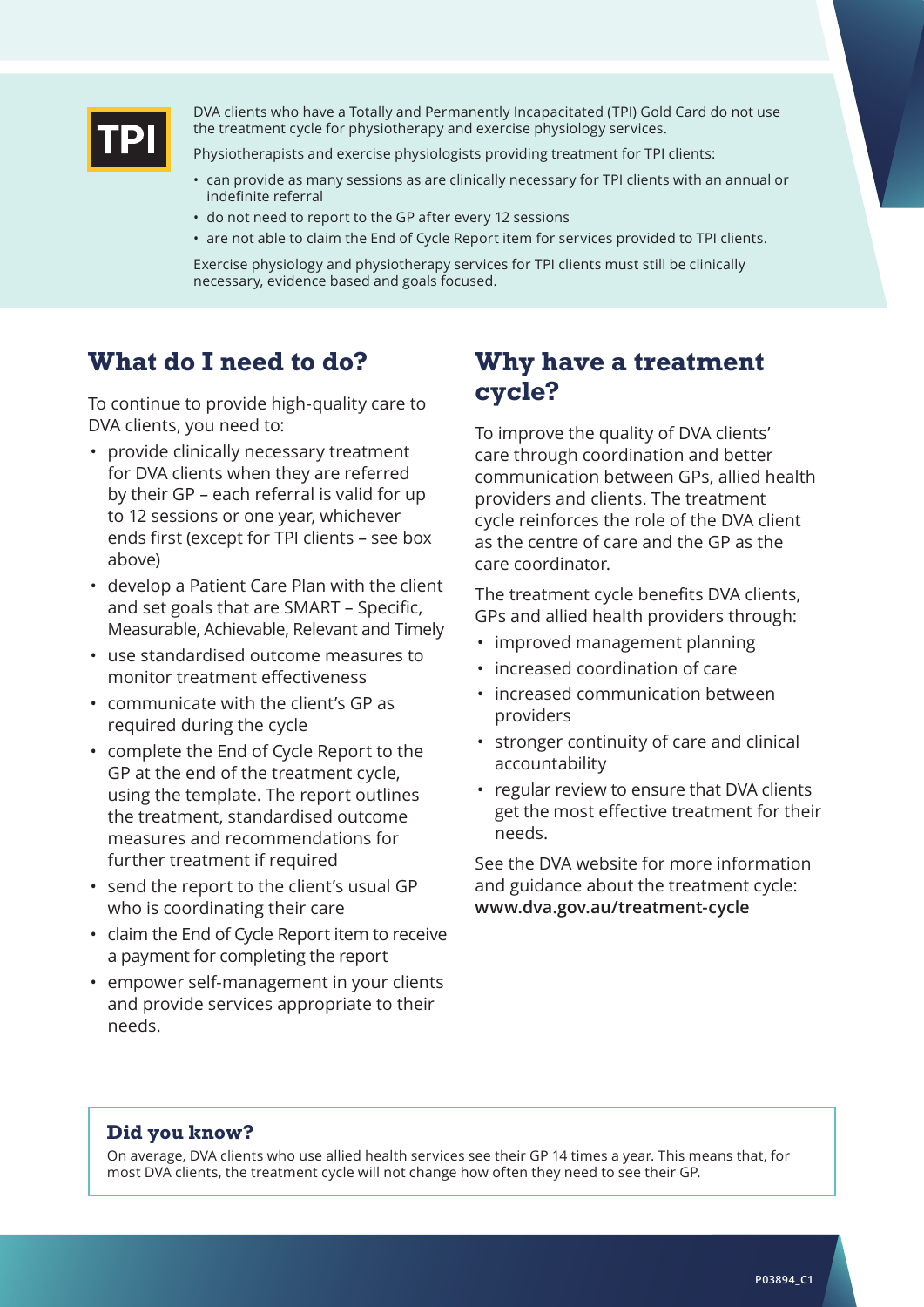**TPI**

DVA clients who have a Totally and Permanently Incapacitated (TPI) Gold Card do not use the treatment cycle for physiotherapy and exercise physiology services.

Physiotherapists and exercise physiologists providing treatment for TPI clients:

- can provide as many sessions as are clinically necessary for TPI clients with an annual or indefinite referral
- do not need to report to the GP after every 12 sessions
- are not able to claim the End of Cycle Report item for services provided to TPI clients.

Exercise physiology and physiotherapy services for TPI clients must still be clinically necessary, evidence based and goals focused.

## What do I need to do?

To continue to provide high-quality care to DVA clients, you need to:

- provide clinically necessary treatment for DVA clients when they are referred by their GP – each referral is valid for up to 12 sessions or one year, whichever ends first (except for TPI clients – see box above)
- develop a Patient Care Plan with the client and set goals that are SMART – Specific, Measurable, Achievable, Relevant and Timely
- use standardised outcome measures to monitor treatment effectiveness
- communicate with the client's GP as required during the cycle
- complete the End of Cycle Report to the GP at the end of the treatment cycle, using the template. The report outlines the treatment, standardised outcome measures and recommendations for further treatment if required
- send the report to the client's usual GP who is coordinating their care
- claim the End of Cycle Report item to receive a payment for completing the report
- empower self-management in your clients and provide services appropriate to their needs.

## Why have a treatment cycle?

To improve the quality of DVA clients' care through coordination and better communication between GPs, allied health providers and clients. The treatment cycle reinforces the role of the DVA client as the centre of care and the GP as the care coordinator.

The treatment cycle benefits DVA clients, GPs and allied health providers through:

- improved management planning
- increased coordination of care
- increased communication between providers
- stronger continuity of care and clinical accountability
- regular review to ensure that DVA clients get the most effective treatment for their needs.

See the DVA website for more information and guidance about the treatment cycle: **www.dva.gov.au/treatment-cycle**

### Did you know?

On average, DVA clients who use allied health services see their GP 14 times a year. This means that, for most DVA clients, the treatment cycle will not change how often they need to see their GP.

P03894_C1